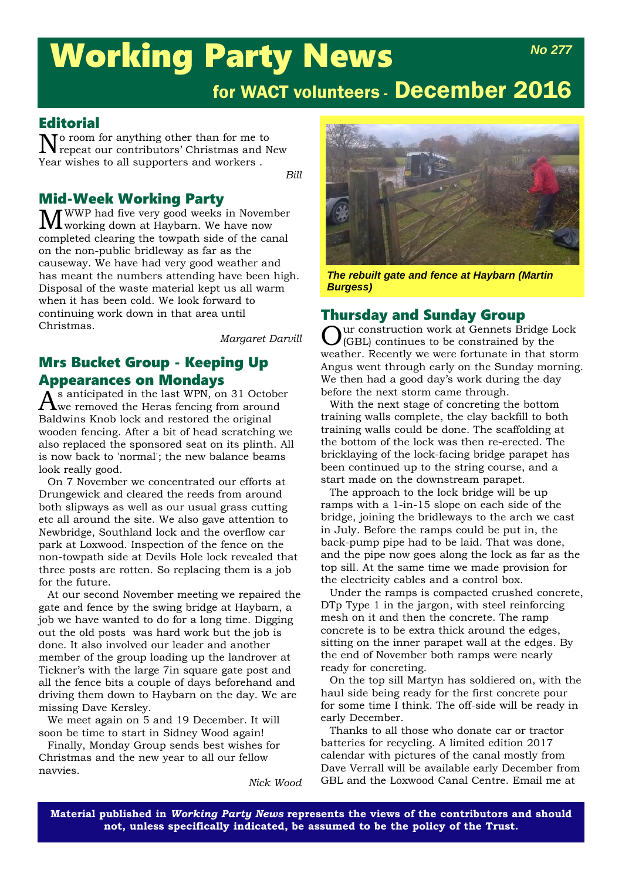# Working Party News

No 277

## for WACT volunteers - December 2016

## Editorial

No room for anything other than for me to repeat our contributors' Christmas and New Year wishes to all supporters and workers .

*Bill*

## Mid-Week Working Party

MWWP had five very good weeks in November working down at Haybarn. We have now completed clearing the towpath side of the canal on the non-public bridleway as far as the causeway. We have had very good weather and has meant the numbers attending have been high. Disposal of the waste material kept us all warm when it has been cold. We look forward to continuing work down in that area until Christmas.

*Margaret Darvill*

## Mrs Bucket Group - Keeping Up Appearances on Mondays

As anticipated in the last WPN, on 31 October we removed the Heras fencing from around Baldwins Knob lock and restored the original wooden fencing. After a bit of head scratching we also replaced the sponsored seat on its plinth. All is now back to 'normal'; the new balance beams look really good.

On 7 November we concentrated our efforts at Drungewick and cleared the reeds from around both slipways as well as our usual grass cutting etc all around the site. We also gave attention to Newbridge, Southland lock and the overflow car park at Loxwood. Inspection of the fence on the non-towpath side at Devils Hole lock revealed that three posts are rotten. So replacing them is a job for the future.

At our second November meeting we repaired the gate and fence by the swing bridge at Haybarn, a job we have wanted to do for a long time. Digging out the old posts was hard work but the job is done. It also involved our leader and another member of the group loading up the landrover at Tickner's with the large 7in square gate post and all the fence bits a couple of days beforehand and driving them down to Haybarn on the day. We are missing Dave Kersley.

We meet again on 5 and 19 December. It will soon be time to start in Sidney Wood again!

Finally, Monday Group sends best wishes for Christmas and the new year to all our fellow navvies.

*Nick Wood*

*The rebuilt gate and fence at Haybarn (Martin Burgess)*

## Thursday and Sunday Group

Our construction work at Gennets Bridge Lock (GBL) continues to be constrained by the weather. Recently we were fortunate in that storm Angus went through early on the Sunday morning. We then had a good day's work during the day before the next storm came through.

With the next stage of concreting the bottom training walls complete, the clay backfill to both training walls could be done. The scaffolding at the bottom of the lock was then re-erected. The bricklaying of the lock-facing bridge parapet has been continued up to the string course, and a start made on the downstream parapet.

The approach to the lock bridge will be up ramps with a 1-in-15 slope on each side of the bridge, joining the bridleways to the arch we cast in July. Before the ramps could be put in, the back-pump pipe had to be laid. That was done, and the pipe now goes along the lock as far as the top sill. At the same time we made provision for the electricity cables and a control box.

Under the ramps is compacted crushed concrete, DTp Type 1 in the jargon, with steel reinforcing mesh on it and then the concrete. The ramp concrete is to be extra thick around the edges, sitting on the inner parapet wall at the edges. By the end of November both ramps were nearly ready for concreting.

On the top sill Martyn has soldiered on, with the haul side being ready for the first concrete pour for some time I think. The off-side will be ready in early December.

Thanks to all those who donate car or tractor batteries for recycling. A limited edition 2017 calendar with pictures of the canal mostly from Dave Verrall will be available early December from GBL and the Loxwood Canal Centre. Email me at

**Material published in *Working Party News* represents the views of the contributors and should not, unless specifically indicated, be assumed to be the policy of the Trust.**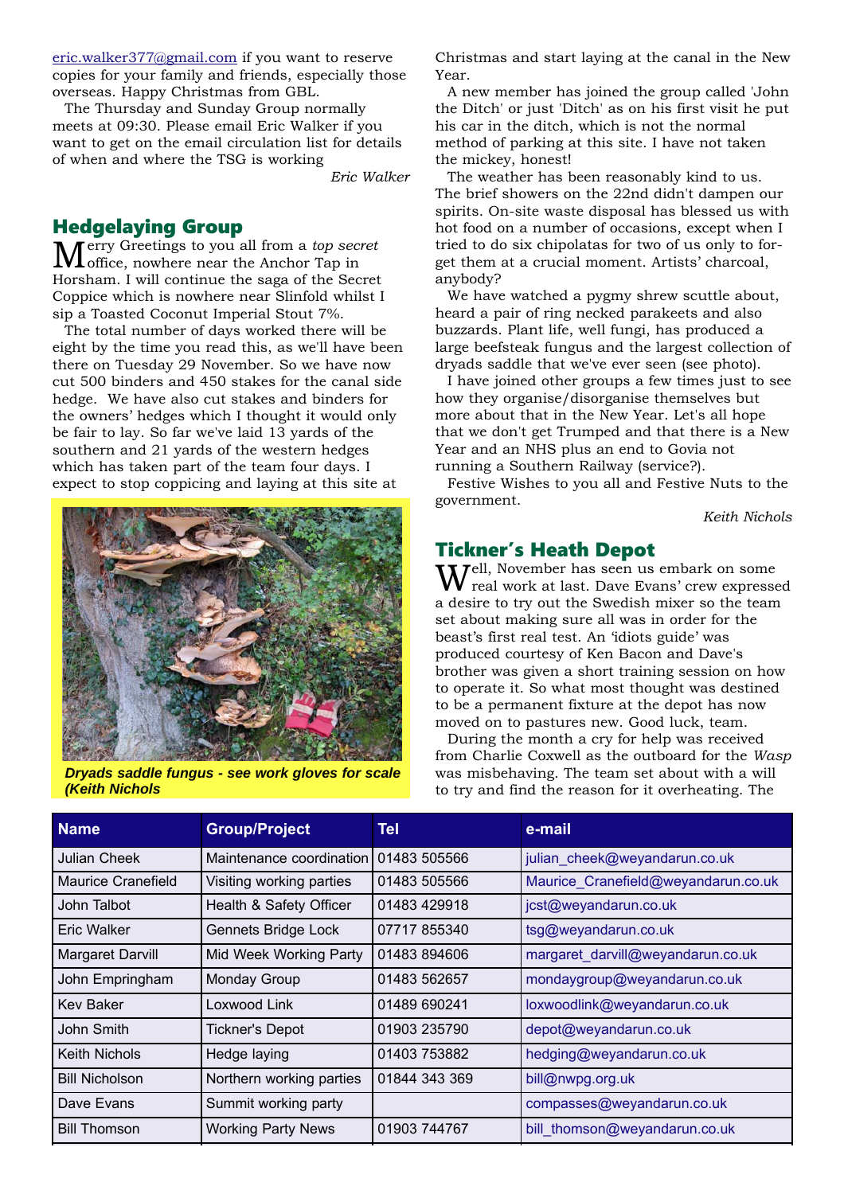eric.walker377@gmail.com if you want to reserve copies for your family and friends, especially those overseas. Happy Christmas from GBL.

The Thursday and Sunday Group normally meets at 09:30. Please email Eric Walker if you want to get on the email circulation list for details of when and where the TSG is working

*Eric Walker*

## Hedgelaying Group

Merry Greetings to you all from a *top secret* office, nowhere near the Anchor Tap in Horsham. I will continue the saga of the Secret Coppice which is nowhere near Slinfold whilst I sip a Toasted Coconut Imperial Stout 7%.

The total number of days worked there will be eight by the time you read this, as we'll have been there on Tuesday 29 November. So we have now cut 500 binders and 450 stakes for the canal side hedge. We have also cut stakes and binders for the owners' hedges which I thought it would only be fair to lay. So far we've laid 13 yards of the southern and 21 yards of the western hedges which has taken part of the team four days. I expect to stop coppicing and laying at this site at Christmas and start laying at the canal in the New Year.

A new member has joined the group called 'John the Ditch' or just 'Ditch' as on his first visit he put his car in the ditch, which is not the normal method of parking at this site. I have not taken the mickey, honest!

The weather has been reasonably kind to us. The brief showers on the 22nd didn't dampen our spirits. On-site waste disposal has blessed us with hot food on a number of occasions, except when I tried to do six chipolatas for two of us only to forget them at a crucial moment. Artists' charcoal, anybody?

We have watched a pygmy shrew scuttle about, heard a pair of ring necked parakeets and also buzzards. Plant life, well fungi, has produced a large beefsteak fungus and the largest collection of dryads saddle that we've ever seen (see photo).

I have joined other groups a few times just to see how they organise/disorganise themselves but more about that in the New Year. Let's all hope that we don't get Trumped and that there is a New Year and an NHS plus an end to Govia not running a Southern Railway (service?).

Festive Wishes to you all and Festive Nuts to the government.

*Keith Nichols*

***Dryads saddle fungus - see work gloves for scale (Keith Nichols***

## Tickner's Heath Depot

Well, November has seen us embark on some real work at last. Dave Evans' crew expressed a desire to try out the Swedish mixer so the team set about making sure all was in order for the beast's first real test. An 'idiots guide' was produced courtesy of Ken Bacon and Dave's brother was given a short training session on how to operate it. So what most thought was destined to be a permanent fixture at the depot has now moved on to pastures new. Good luck, team.

During the month a cry for help was received from Charlie Coxwell as the outboard for the *Wasp* was misbehaving. The team set about with a will to try and find the reason for it overheating. The

| Name | Group/Project | Tel | e-mail |
|---|---|---|---|
| Julian Cheek | Maintenance coordination | 01483 505566 | julian_cheek@weyandarun.co.uk |
| Maurice Cranefield | Visiting working parties | 01483 505566 | Maurice_Cranefield@weyandarun.co.uk |
| John Talbot | Health & Safety Officer | 01483 429918 | jcst@weyandarun.co.uk |
| Eric Walker | Gennets Bridge Lock | 07717 855340 | tsg@weyandarun.co.uk |
| Margaret Darvill | Mid Week Working Party | 01483 894606 | margaret_darvill@weyandarun.co.uk |
| John Empringham | Monday Group | 01483 562657 | mondaygroup@weyandarun.co.uk |
| Kev Baker | Loxwood Link | 01489 690241 | loxwoodlink@weyandarun.co.uk |
| John Smith | Tickner's Depot | 01903 235790 | depot@weyandarun.co.uk |
| Keith Nichols | Hedge laying | 01403 753882 | hedging@weyandarun.co.uk |
| Bill Nicholson | Northern working parties | 01844 343 369 | bill@nwpg.org.uk |
| Dave Evans | Summit working party | | compasses@weyandarun.co.uk |
| Bill Thomson | Working Party News | 01903 744767 | bill_thomson@weyandarun.co.uk |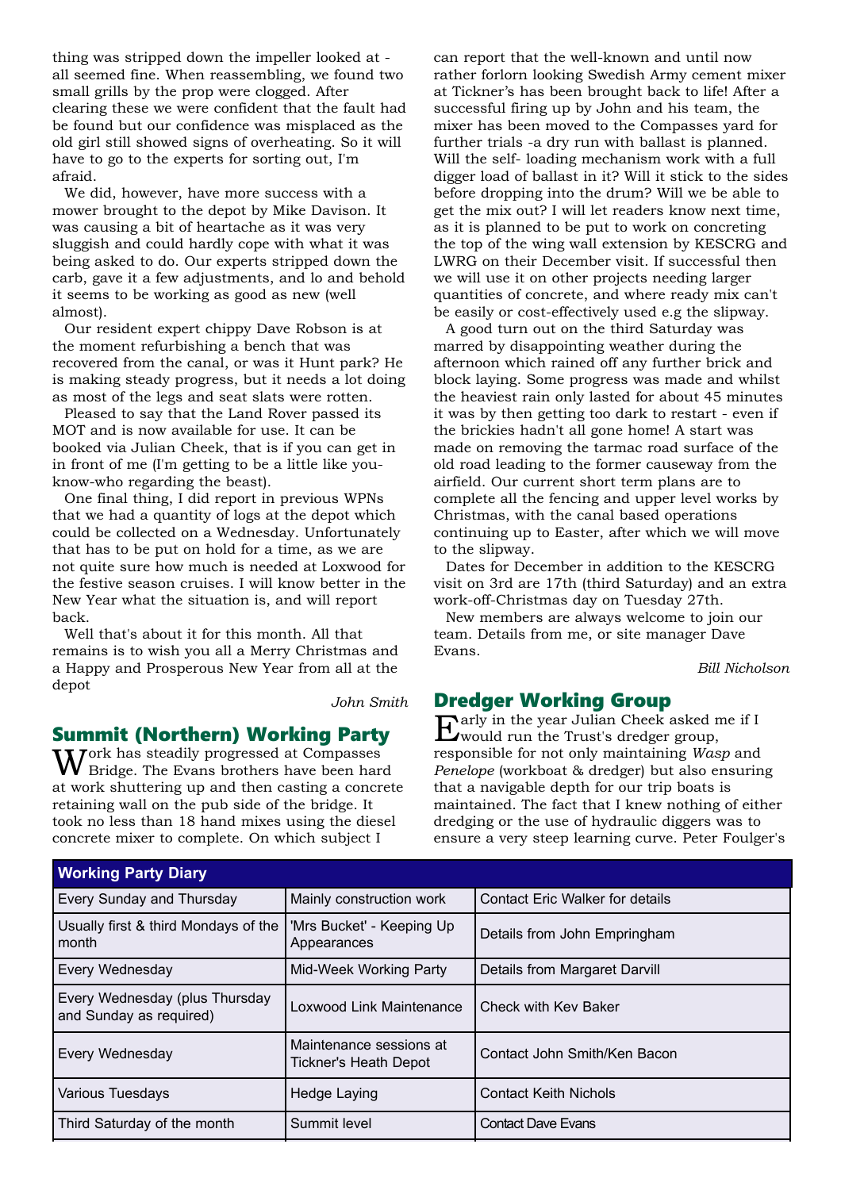thing was stripped down the impeller looked at - all seemed fine. When reassembling, we found two small grills by the prop were clogged. After clearing these we were confident that the fault had be found but our confidence was misplaced as the old girl still showed signs of overheating. So it will have to go to the experts for sorting out, I'm afraid.

We did, however, have more success with a mower brought to the depot by Mike Davison. It was causing a bit of heartache as it was very sluggish and could hardly cope with what it was being asked to do. Our experts stripped down the carb, gave it a few adjustments, and lo and behold it seems to be working as good as new (well almost).

Our resident expert chippy Dave Robson is at the moment refurbishing a bench that was recovered from the canal, or was it Hunt park? He is making steady progress, but it needs a lot doing as most of the legs and seat slats were rotten.

Pleased to say that the Land Rover passed its MOT and is now available for use. It can be booked via Julian Cheek, that is if you can get in in front of me (I'm getting to be a little like you-know-who regarding the beast).

One final thing, I did report in previous WPNs that we had a quantity of logs at the depot which could be collected on a Wednesday. Unfortunately that has to be put on hold for a time, as we are not quite sure how much is needed at Loxwood for the festive season cruises. I will know better in the New Year what the situation is, and will report back.

Well that's about it for this month. All that remains is to wish you all a Merry Christmas and a Happy and Prosperous New Year from all at the depot

*John Smith*

## Summit (Northern) Working Party

Work has steadily progressed at Compasses Bridge. The Evans brothers have been hard at work shuttering up and then casting a concrete retaining wall on the pub side of the bridge. It took no less than 18 hand mixes using the diesel concrete mixer to complete. On which subject I can report that the well-known and until now rather forlorn looking Swedish Army cement mixer at Tickner's has been brought back to life! After a successful firing up by John and his team, the mixer has been moved to the Compasses yard for further trials -a dry run with ballast is planned. Will the self- loading mechanism work with a full digger load of ballast in it? Will it stick to the sides before dropping into the drum? Will we be able to get the mix out? I will let readers know next time, as it is planned to be put to work on concreting the top of the wing wall extension by KESCRG and LWRG on their December visit. If successful then we will use it on other projects needing larger quantities of concrete, and where ready mix can't be easily or cost-effectively used e.g the slipway.

A good turn out on the third Saturday was marred by disappointing weather during the afternoon which rained off any further brick and block laying. Some progress was made and whilst the heaviest rain only lasted for about 45 minutes it was by then getting too dark to restart - even if the brickies hadn't all gone home! A start was made on removing the tarmac road surface of the old road leading to the former causeway from the airfield. Our current short term plans are to complete all the fencing and upper level works by Christmas, with the canal based operations continuing up to Easter, after which we will move to the slipway.

Dates for December in addition to the KESCRG visit on 3rd are 17th (third Saturday) and an extra work-off-Christmas day on Tuesday 27th.

New members are always welcome to join our team. Details from me, or site manager Dave Evans.

*Bill Nicholson*

## Dredger Working Group

Early in the year Julian Cheek asked me if I would run the Trust's dredger group, responsible for not only maintaining *Wasp* and *Penelope* (workboat & dredger) but also ensuring that a navigable depth for our trip boats is maintained. The fact that I knew nothing of either dredging or the use of hydraulic diggers was to ensure a very steep learning curve. Peter Foulger's

| Working Party Diary | | |
|---|---|---|
| Every Sunday and Thursday | Mainly construction work | Contact Eric Walker for details |
| Usually first & third Mondays of the month | 'Mrs Bucket' - Keeping Up Appearances | Details from John Empringham |
| Every Wednesday | Mid-Week Working Party | Details from Margaret Darvill |
| Every Wednesday (plus Thursday and Sunday as required) | Loxwood Link Maintenance | Check with Kev Baker |
| Every Wednesday | Maintenance sessions at Tickner's Heath Depot | Contact John Smith/Ken Bacon |
| Various Tuesdays | Hedge Laying | Contact Keith Nichols |
| Third Saturday of the month | Summit level | Contact Dave Evans |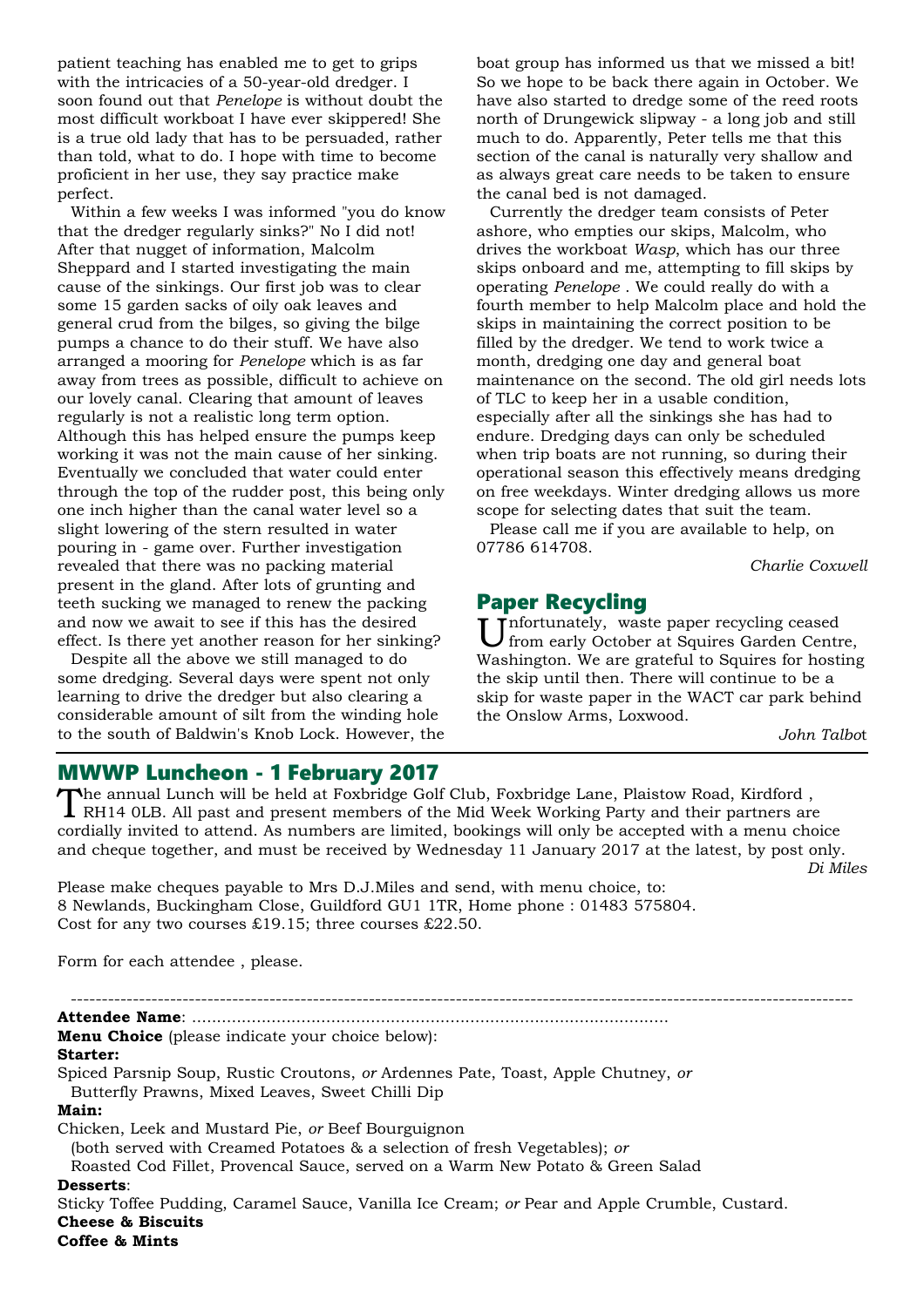patient teaching has enabled me to get to grips with the intricacies of a 50-year-old dredger. I soon found out that *Penelope* is without doubt the most difficult workboat I have ever skippered! She is a true old lady that has to be persuaded, rather than told, what to do. I hope with time to become proficient in her use, they say practice make perfect.

Within a few weeks I was informed "you do know that the dredger regularly sinks?" No I did not! After that nugget of information, Malcolm Sheppard and I started investigating the main cause of the sinkings. Our first job was to clear some 15 garden sacks of oily oak leaves and general crud from the bilges, so giving the bilge pumps a chance to do their stuff. We have also arranged a mooring for *Penelope* which is as far away from trees as possible, difficult to achieve on our lovely canal. Clearing that amount of leaves regularly is not a realistic long term option. Although this has helped ensure the pumps keep working it was not the main cause of her sinking. Eventually we concluded that water could enter through the top of the rudder post, this being only one inch higher than the canal water level so a slight lowering of the stern resulted in water pouring in - game over. Further investigation revealed that there was no packing material present in the gland. After lots of grunting and teeth sucking we managed to renew the packing and now we await to see if this has the desired effect. Is there yet another reason for her sinking?

Despite all the above we still managed to do some dredging. Several days were spent not only learning to drive the dredger but also clearing a considerable amount of silt from the winding hole to the south of Baldwin's Knob Lock. However, the boat group has informed us that we missed a bit! So we hope to be back there again in October. We have also started to dredge some of the reed roots north of Drungewick slipway - a long job and still much to do. Apparently, Peter tells me that this section of the canal is naturally very shallow and as always great care needs to be taken to ensure the canal bed is not damaged.

Currently the dredger team consists of Peter ashore, who empties our skips, Malcolm, who drives the workboat *Wasp*, which has our three skips onboard and me, attempting to fill skips by operating *Penelope* . We could really do with a fourth member to help Malcolm place and hold the skips in maintaining the correct position to be filled by the dredger. We tend to work twice a month, dredging one day and general boat maintenance on the second. The old girl needs lots of TLC to keep her in a usable condition, especially after all the sinkings she has had to endure. Dredging days can only be scheduled when trip boats are not running, so during their operational season this effectively means dredging on free weekdays. Winter dredging allows us more scope for selecting dates that suit the team.

Please call me if you are available to help, on 07786 614708.

*Charlie Coxwell*

## Paper Recycling

Unfortunately, waste paper recycling ceased from early October at Squires Garden Centre, Washington. We are grateful to Squires for hosting the skip until then. There will continue to be a skip for waste paper in the WACT car park behind the Onslow Arms, Loxwood.

*John Talbot*

## MWWP Luncheon - 1 February 2017

The annual Lunch will be held at Foxbridge Golf Club, Foxbridge Lane, Plaistow Road, Kirdford , RH14 0LB. All past and present members of the Mid Week Working Party and their partners are cordially invited to attend. As numbers are limited, bookings will only be accepted with a menu choice and cheque together, and must be received by Wednesday 11 January 2017 at the latest, by post only.

*Di Miles*

Please make cheques payable to Mrs D.J.Miles and send, with menu choice, to:
8 Newlands, Buckingham Close, Guildford GU1 1TR, Home phone : 01483 575804.
Cost for any two courses £19.15; three courses £22.50.

Form for each attendee , please.

---

**Attendee Name**: ...............................................................................................

**Menu Choice** (please indicate your choice below):

**Starter:**

Spiced Parsnip Soup, Rustic Croutons, *or* Ardennes Pate, Toast, Apple Chutney, *or*
Butterfly Prawns, Mixed Leaves, Sweet Chilli Dip

**Main:**

Chicken, Leek and Mustard Pie, *or* Beef Bourguignon
(both served with Creamed Potatoes & a selection of fresh Vegetables); *or*
Roasted Cod Fillet, Provencal Sauce, served on a Warm New Potato & Green Salad

**Desserts**:

Sticky Toffee Pudding, Caramel Sauce, Vanilla Ice Cream; *or* Pear and Apple Crumble, Custard.

**Cheese & Biscuits**

**Coffee & Mints**